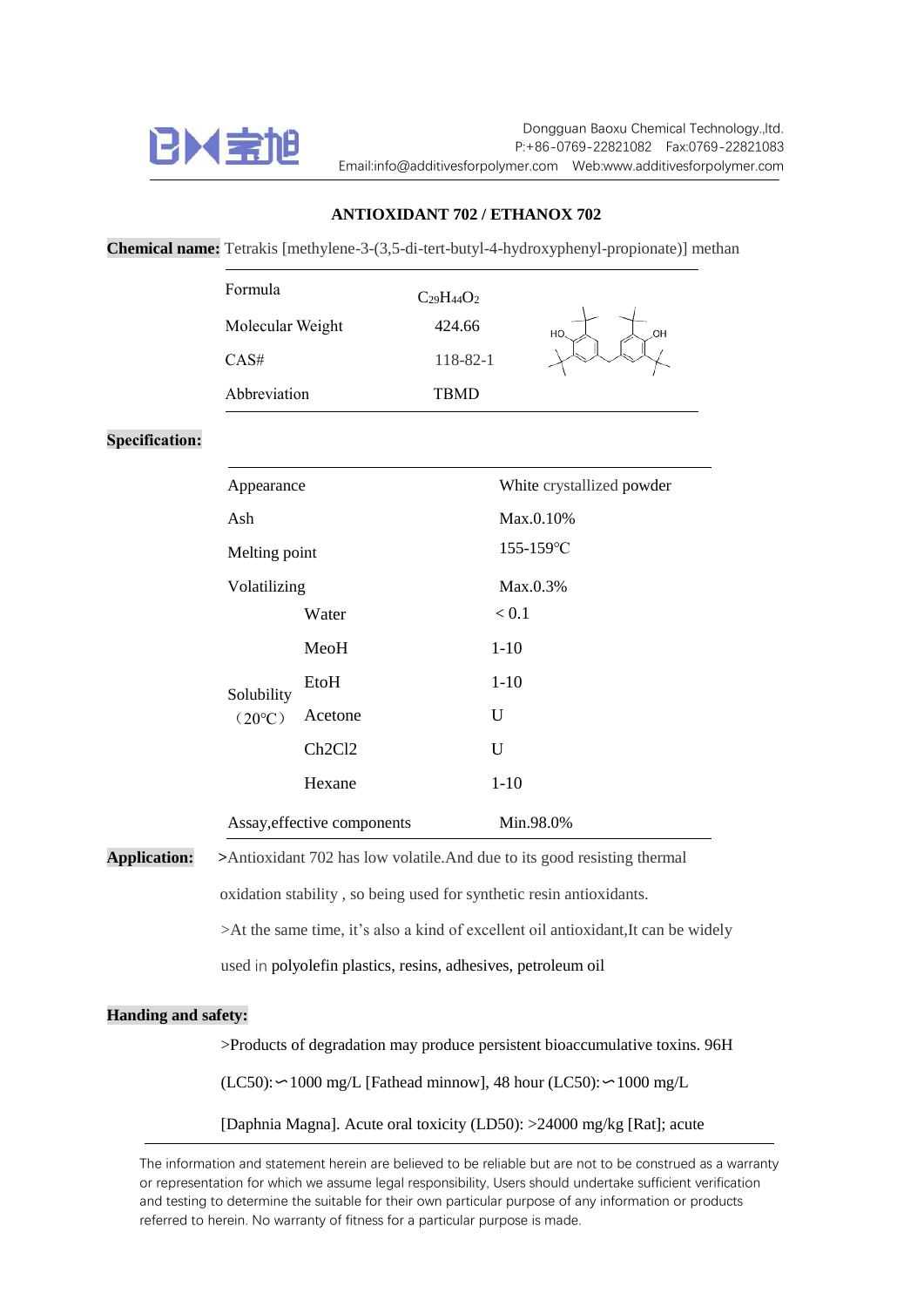# ANTIOXIDANT 702 / ETHANOX 702

**Chemical name:** Tetrakis [methylene-3-(3,5-di-tert-butyl-4-hydroxyphenyl-propionate)] methan

| | |
|---|---|
| Formula | $C_{29}H_{44}O_2$ |
| Molecular Weight | 424.66 |
| CAS# | 118-82-1 |
| Abbreviation | TBMD |

**Specification:**

| | | |
|---|---|---|
| Appearance | | White crystallized powder |
| Ash | | Max.0.10% |
| Melting point | | 155-159℃ |
| Volatilizing | | Max.0.3% |
| Solubility (20℃) | Water | < 0.1 |
| | MeoH | 1-10 |
| | EtoH | 1-10 |
| | Acetone | U |
| | Ch2Cl2 | U |
| | Hexane | 1-10 |
| Assay,effective components | | Min.98.0% |

**Application:**

>Antioxidant 702 has low volatile.And due to its good resisting thermal oxidation stability , so being used for synthetic resin antioxidants.

>At the same time, it's also a kind of excellent oil antioxidant,It can be widely used in polyolefin plastics, resins, adhesives, petroleum oil

**Handing and safety:**

>Products of degradation may produce persistent bioaccumulative toxins. 96H (LC50):∽1000 mg/L [Fathead minnow], 48 hour (LC50):∽1000 mg/L [Daphnia Magna]. Acute oral toxicity (LD50): >24000 mg/kg [Rat]; acute

The information and statement herein are believed to be reliable but are not to be construed as a warranty or representation for which we assume legal responsibility, Users should undertake sufficient verification and testing to determine the suitable for their own particular purpose of any information or products referred to herein. No warranty of fitness for a particular purpose is made.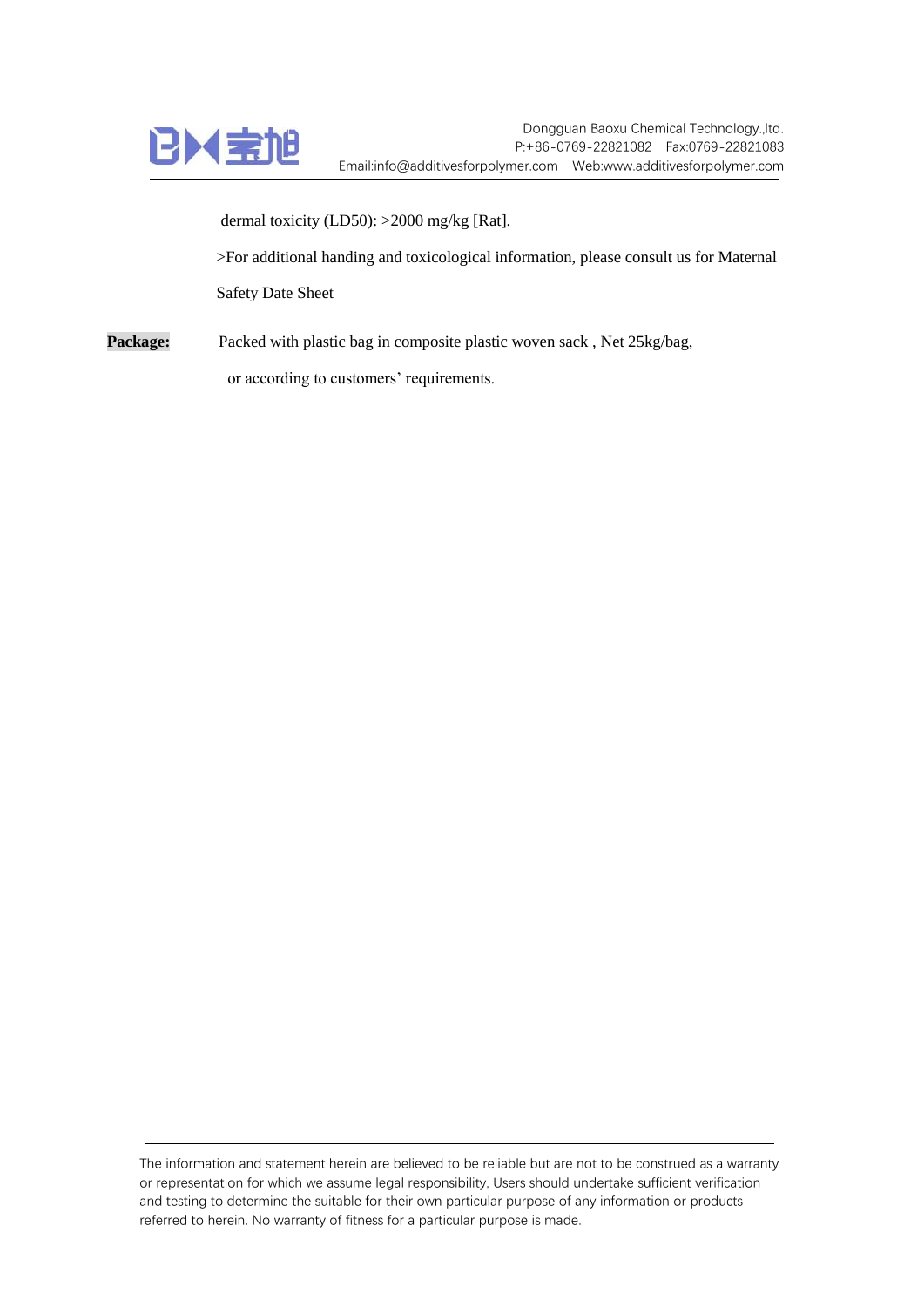dermal toxicity (LD50): >2000 mg/kg [Rat].

>For additional handing and toxicological information, please consult us for Maternal Safety Date Sheet

**Package:** Packed with plastic bag in composite plastic woven sack , Net 25kg/bag, or according to customers' requirements.

The information and statement herein are believed to be reliable but are not to be construed as a warranty or representation for which we assume legal responsibility, Users should undertake sufficient verification and testing to determine the suitable for their own particular purpose of any information or products referred to herein. No warranty of fitness for a particular purpose is made.